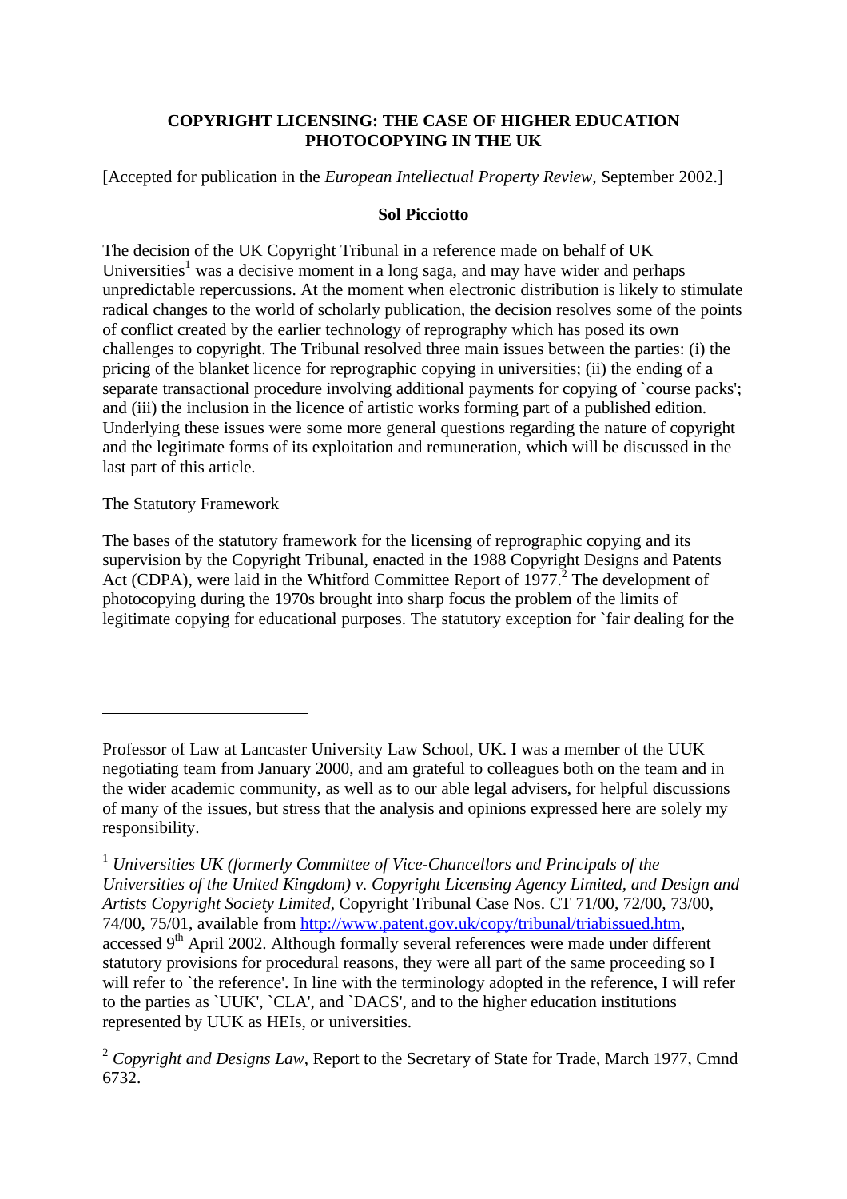# COPYRIGHT LICENSING: THE CASE OF HIGHER EDUCATION PHOTOCOPYING IN THE UK

[Accepted for publication in the *European Intellectual Property Review*, September 2002.]

**Sol Picciotto**

The decision of the UK Copyright Tribunal in a reference made on behalf of UK Universities[1] was a decisive moment in a long saga, and may have wider and perhaps unpredictable repercussions. At the moment when electronic distribution is likely to stimulate radical changes to the world of scholarly publication, the decision resolves some of the points of conflict created by the earlier technology of reprography which has posed its own challenges to copyright. The Tribunal resolved three main issues between the parties: (i) the pricing of the blanket licence for reprographic copying in universities; (ii) the ending of a separate transactional procedure involving additional payments for copying of `course packs'; and (iii) the inclusion in the licence of artistic works forming part of a published edition. Underlying these issues were some more general questions regarding the nature of copyright and the legitimate forms of its exploitation and remuneration, which will be discussed in the last part of this article.

## The Statutory Framework

The bases of the statutory framework for the licensing of reprographic copying and its supervision by the Copyright Tribunal, enacted in the 1988 Copyright Designs and Patents Act (CDPA), were laid in the Whitford Committee Report of 1977.[2] The development of photocopying during the 1970s brought into sharp focus the problem of the limits of legitimate copying for educational purposes. The statutory exception for `fair dealing for the

---

Professor of Law at Lancaster University Law School, UK. I was a member of the UUK negotiating team from January 2000, and am grateful to colleagues both on the team and in the wider academic community, as well as to our able legal advisers, for helpful discussions of many of the issues, but stress that the analysis and opinions expressed here are solely my responsibility.

[1] *Universities UK (formerly Committee of Vice-Chancellors and Principals of the Universities of the United Kingdom) v. Copyright Licensing Agency Limited, and Design and Artists Copyright Society Limited*, Copyright Tribunal Case Nos. CT 71/00, 72/00, 73/00, 74/00, 75/01, available from http://www.patent.gov.uk/copy/tribunal/triabissued.htm, accessed 9th April 2002. Although formally several references were made under different statutory provisions for procedural reasons, they were all part of the same proceeding so I will refer to `the reference'. In line with the terminology adopted in the reference, I will refer to the parties as `UUK', `CLA', and `DACS', and to the higher education institutions represented by UUK as HEIs, or universities.

[2] *Copyright and Designs Law*, Report to the Secretary of State for Trade, March 1977, Cmnd 6732.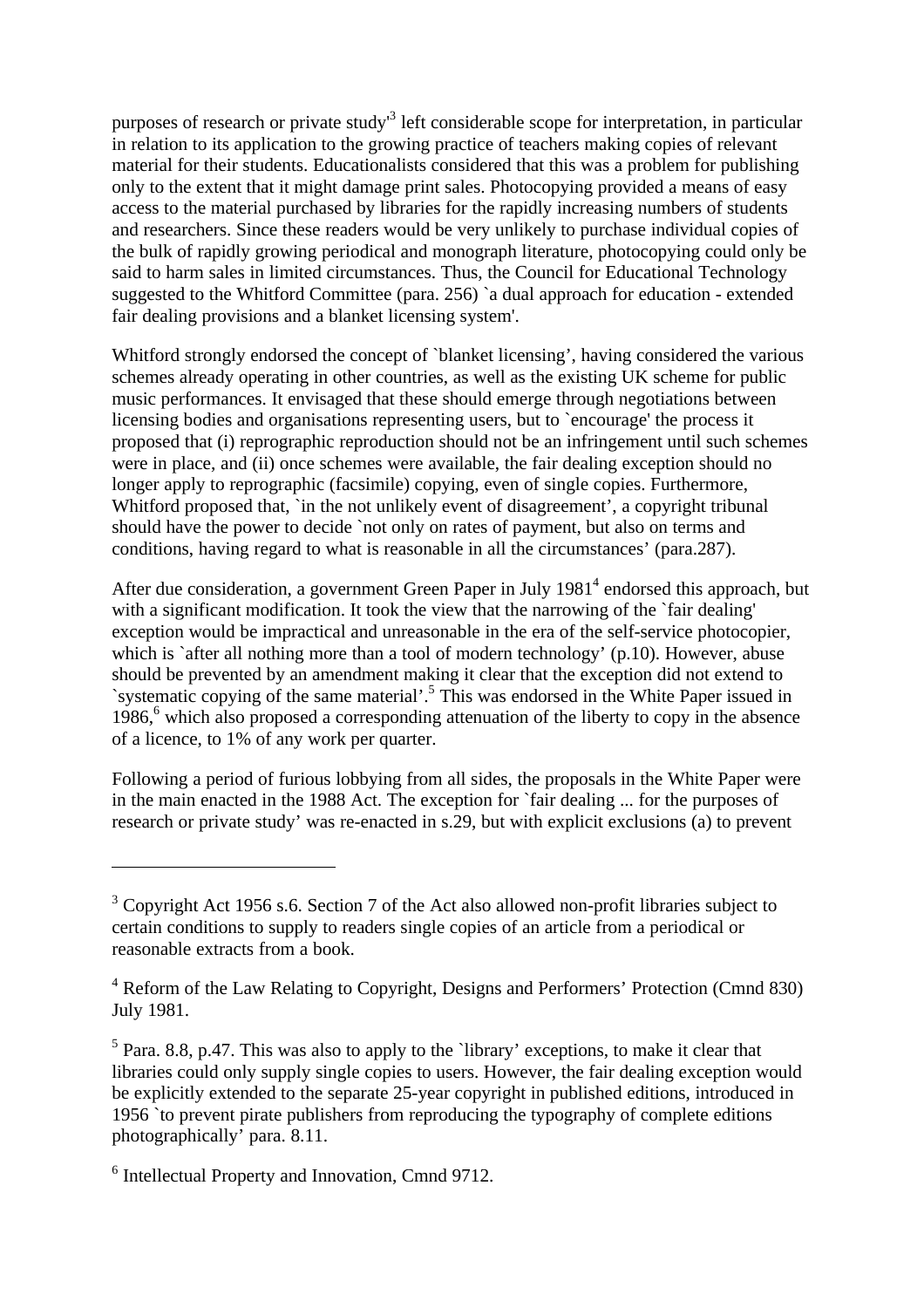purposes of research or private study'[3] left considerable scope for interpretation, in particular in relation to its application to the growing practice of teachers making copies of relevant material for their students. Educationalists considered that this was a problem for publishing only to the extent that it might damage print sales. Photocopying provided a means of easy access to the material purchased by libraries for the rapidly increasing numbers of students and researchers. Since these readers would be very unlikely to purchase individual copies of the bulk of rapidly growing periodical and monograph literature, photocopying could only be said to harm sales in limited circumstances. Thus, the Council for Educational Technology suggested to the Whitford Committee (para. 256) `a dual approach for education - extended fair dealing provisions and a blanket licensing system'.

Whitford strongly endorsed the concept of `blanket licensing', having considered the various schemes already operating in other countries, as well as the existing UK scheme for public music performances. It envisaged that these should emerge through negotiations between licensing bodies and organisations representing users, but to `encourage' the process it proposed that (i) reprographic reproduction should not be an infringement until such schemes were in place, and (ii) once schemes were available, the fair dealing exception should no longer apply to reprographic (facsimile) copying, even of single copies. Furthermore, Whitford proposed that, `in the not unlikely event of disagreement', a copyright tribunal should have the power to decide `not only on rates of payment, but also on terms and conditions, having regard to what is reasonable in all the circumstances' (para.287).

After due consideration, a government Green Paper in July 1981[4] endorsed this approach, but with a significant modification. It took the view that the narrowing of the `fair dealing' exception would be impractical and unreasonable in the era of the self-service photocopier, which is `after all nothing more than a tool of modern technology' (p.10). However, abuse should be prevented by an amendment making it clear that the exception did not extend to `systematic copying of the same material'.[5] This was endorsed in the White Paper issued in 1986,[6] which also proposed a corresponding attenuation of the liberty to copy in the absence of a licence, to 1% of any work per quarter.

Following a period of furious lobbying from all sides, the proposals in the White Paper were in the main enacted in the 1988 Act. The exception for `fair dealing ... for the purposes of research or private study' was re-enacted in s.29, but with explicit exclusions (a) to prevent

---

[3] Copyright Act 1956 s.6. Section 7 of the Act also allowed non-profit libraries subject to certain conditions to supply to readers single copies of an article from a periodical or reasonable extracts from a book.

[4] Reform of the Law Relating to Copyright, Designs and Performers' Protection (Cmnd 830) July 1981.

[5] Para. 8.8, p.47. This was also to apply to the `library' exceptions, to make it clear that libraries could only supply single copies to users. However, the fair dealing exception would be explicitly extended to the separate 25-year copyright in published editions, introduced in 1956 `to prevent pirate publishers from reproducing the typography of complete editions photographically' para. 8.11.

[6] Intellectual Property and Innovation, Cmnd 9712.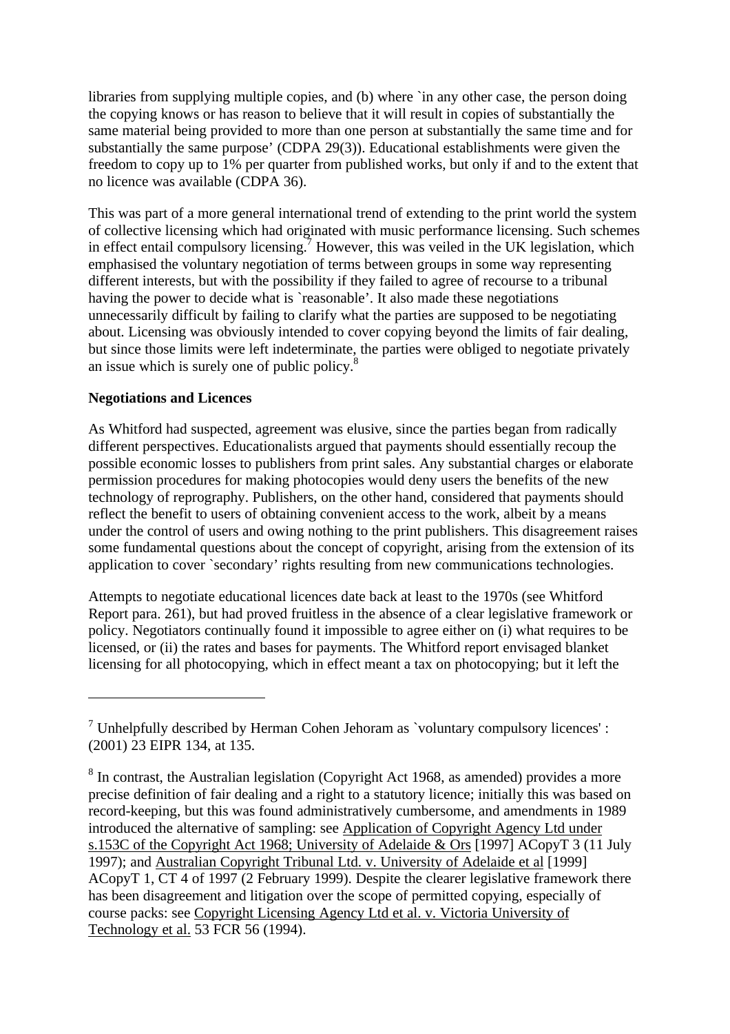libraries from supplying multiple copies, and (b) where `in any other case, the person doing the copying knows or has reason to believe that it will result in copies of substantially the same material being provided to more than one person at substantially the same time and for substantially the same purpose' (CDPA 29(3)). Educational establishments were given the freedom to copy up to 1% per quarter from published works, but only if and to the extent that no licence was available (CDPA 36).

This was part of a more general international trend of extending to the print world the system of collective licensing which had originated with music performance licensing. Such schemes in effect entail compulsory licensing.[7] However, this was veiled in the UK legislation, which emphasised the voluntary negotiation of terms between groups in some way representing different interests, but with the possibility if they failed to agree of recourse to a tribunal having the power to decide what is `reasonable'. It also made these negotiations unnecessarily difficult by failing to clarify what the parties are supposed to be negotiating about. Licensing was obviously intended to cover copying beyond the limits of fair dealing, but since those limits were left indeterminate, the parties were obliged to negotiate privately an issue which is surely one of public policy.[8]

**Negotiations and Licences**

As Whitford had suspected, agreement was elusive, since the parties began from radically different perspectives. Educationalists argued that payments should essentially recoup the possible economic losses to publishers from print sales. Any substantial charges or elaborate permission procedures for making photocopies would deny users the benefits of the new technology of reprography. Publishers, on the other hand, considered that payments should reflect the benefit to users of obtaining convenient access to the work, albeit by a means under the control of users and owing nothing to the print publishers. This disagreement raises some fundamental questions about the concept of copyright, arising from the extension of its application to cover `secondary' rights resulting from new communications technologies.

Attempts to negotiate educational licences date back at least to the 1970s (see Whitford Report para. 261), but had proved fruitless in the absence of a clear legislative framework or policy. Negotiators continually found it impossible to agree either on (i) what requires to be licensed, or (ii) the rates and bases for payments. The Whitford report envisaged blanket licensing for all photocopying, which in effect meant a tax on photocopying; but it left the

---

[7] Unhelpfully described by Herman Cohen Jehoram as `voluntary compulsory licences' : (2001) 23 EIPR 134, at 135.

[8] In contrast, the Australian legislation (Copyright Act 1968, as amended) provides a more precise definition of fair dealing and a right to a statutory licence; initially this was based on record-keeping, but this was found administratively cumbersome, and amendments in 1989 introduced the alternative of sampling: see Application of Copyright Agency Ltd under s.153C of the Copyright Act 1968; University of Adelaide & Ors [1997] ACopyT 3 (11 July 1997); and Australian Copyright Tribunal Ltd. v. University of Adelaide et al [1999] ACopyT 1, CT 4 of 1997 (2 February 1999). Despite the clearer legislative framework there has been disagreement and litigation over the scope of permitted copying, especially of course packs: see Copyright Licensing Agency Ltd et al. v. Victoria University of Technology et al. 53 FCR 56 (1994).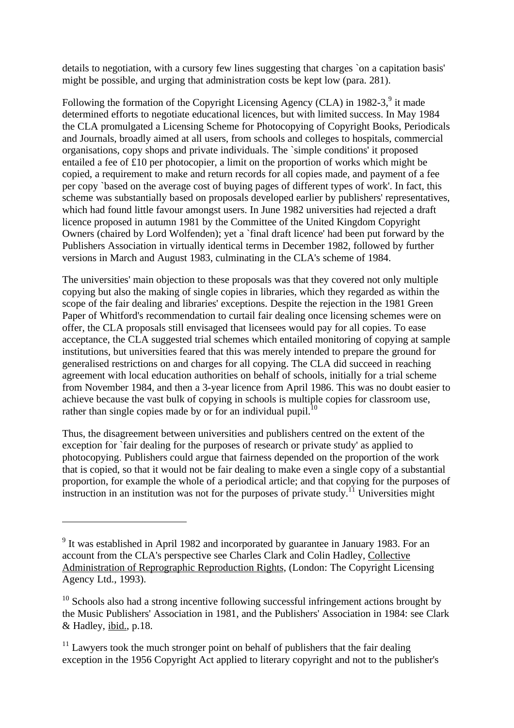details to negotiation, with a cursory few lines suggesting that charges `on a capitation basis' might be possible, and urging that administration costs be kept low (para. 281).

Following the formation of the Copyright Licensing Agency (CLA) in 1982-3,[9] it made determined efforts to negotiate educational licences, but with limited success. In May 1984 the CLA promulgated a Licensing Scheme for Photocopying of Copyright Books, Periodicals and Journals, broadly aimed at all users, from schools and colleges to hospitals, commercial organisations, copy shops and private individuals. The `simple conditions' it proposed entailed a fee of £10 per photocopier, a limit on the proportion of works which might be copied, a requirement to make and return records for all copies made, and payment of a fee per copy `based on the average cost of buying pages of different types of work'. In fact, this scheme was substantially based on proposals developed earlier by publishers' representatives, which had found little favour amongst users. In June 1982 universities had rejected a draft licence proposed in autumn 1981 by the Committee of the United Kingdom Copyright Owners (chaired by Lord Wolfenden); yet a `final draft licence' had been put forward by the Publishers Association in virtually identical terms in December 1982, followed by further versions in March and August 1983, culminating in the CLA's scheme of 1984.

The universities' main objection to these proposals was that they covered not only multiple copying but also the making of single copies in libraries, which they regarded as within the scope of the fair dealing and libraries' exceptions. Despite the rejection in the 1981 Green Paper of Whitford's recommendation to curtail fair dealing once licensing schemes were on offer, the CLA proposals still envisaged that licensees would pay for all copies. To ease acceptance, the CLA suggested trial schemes which entailed monitoring of copying at sample institutions, but universities feared that this was merely intended to prepare the ground for generalised restrictions on and charges for all copying. The CLA did succeed in reaching agreement with local education authorities on behalf of schools, initially for a trial scheme from November 1984, and then a 3-year licence from April 1986. This was no doubt easier to achieve because the vast bulk of copying in schools is multiple copies for classroom use, rather than single copies made by or for an individual pupil.[10]

Thus, the disagreement between universities and publishers centred on the extent of the exception for `fair dealing for the purposes of research or private study' as applied to photocopying. Publishers could argue that fairness depended on the proportion of the work that is copied, so that it would not be fair dealing to make even a single copy of a substantial proportion, for example the whole of a periodical article; and that copying for the purposes of instruction in an institution was not for the purposes of private study.[11] Universities might

---

[9] It was established in April 1982 and incorporated by guarantee in January 1983. For an account from the CLA's perspective see Charles Clark and Colin Hadley, Collective Administration of Reprographic Reproduction Rights, (London: The Copyright Licensing Agency Ltd., 1993).

[10] Schools also had a strong incentive following successful infringement actions brought by the Music Publishers' Association in 1981, and the Publishers' Association in 1984: see Clark & Hadley, ibid., p.18.

[11] Lawyers took the much stronger point on behalf of publishers that the fair dealing exception in the 1956 Copyright Act applied to literary copyright and not to the publisher's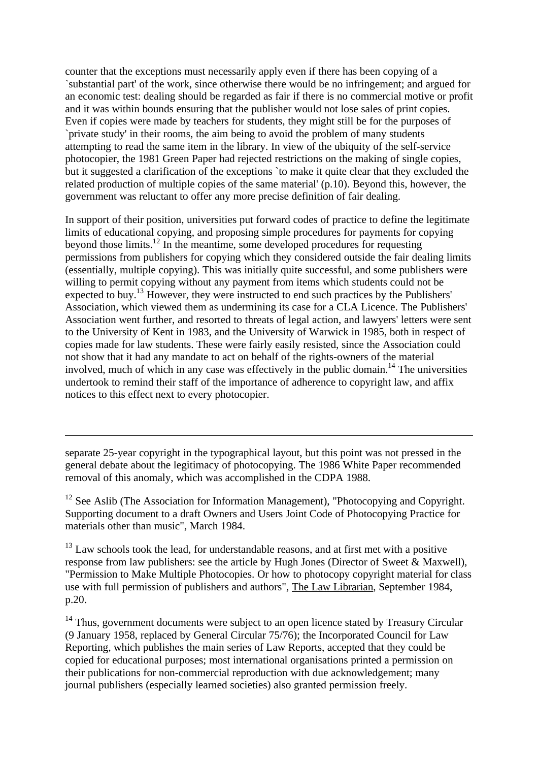counter that the exceptions must necessarily apply even if there has been copying of a `substantial part' of the work, since otherwise there would be no infringement; and argued for an economic test: dealing should be regarded as fair if there is no commercial motive or profit and it was within bounds ensuring that the publisher would not lose sales of print copies. Even if copies were made by teachers for students, they might still be for the purposes of `private study' in their rooms, the aim being to avoid the problem of many students attempting to read the same item in the library. In view of the ubiquity of the self-service photocopier, the 1981 Green Paper had rejected restrictions on the making of single copies, but it suggested a clarification of the exceptions `to make it quite clear that they excluded the related production of multiple copies of the same material' (p.10). Beyond this, however, the government was reluctant to offer any more precise definition of fair dealing.

In support of their position, universities put forward codes of practice to define the legitimate limits of educational copying, and proposing simple procedures for payments for copying beyond those limits.[12] In the meantime, some developed procedures for requesting permissions from publishers for copying which they considered outside the fair dealing limits (essentially, multiple copying). This was initially quite successful, and some publishers were willing to permit copying without any payment from items which students could not be expected to buy.[13] However, they were instructed to end such practices by the Publishers' Association, which viewed them as undermining its case for a CLA Licence. The Publishers' Association went further, and resorted to threats of legal action, and lawyers' letters were sent to the University of Kent in 1983, and the University of Warwick in 1985, both in respect of copies made for law students. These were fairly easily resisted, since the Association could not show that it had any mandate to act on behalf of the rights-owners of the material involved, much of which in any case was effectively in the public domain.[14] The universities undertook to remind their staff of the importance of adherence to copyright law, and affix notices to this effect next to every photocopier.

---

separate 25-year copyright in the typographical layout, but this point was not pressed in the general debate about the legitimacy of photocopying. The 1986 White Paper recommended removal of this anomaly, which was accomplished in the CDPA 1988.

[12] See Aslib (The Association for Information Management), "Photocopying and Copyright. Supporting document to a draft Owners and Users Joint Code of Photocopying Practice for materials other than music", March 1984.

[13] Law schools took the lead, for understandable reasons, and at first met with a positive response from law publishers: see the article by Hugh Jones (Director of Sweet & Maxwell), "Permission to Make Multiple Photocopies. Or how to photocopy copyright material for class use with full permission of publishers and authors", The Law Librarian, September 1984, p.20.

[14] Thus, government documents were subject to an open licence stated by Treasury Circular (9 January 1958, replaced by General Circular 75/76); the Incorporated Council for Law Reporting, which publishes the main series of Law Reports, accepted that they could be copied for educational purposes; most international organisations printed a permission on their publications for non-commercial reproduction with due acknowledgement; many journal publishers (especially learned societies) also granted permission freely.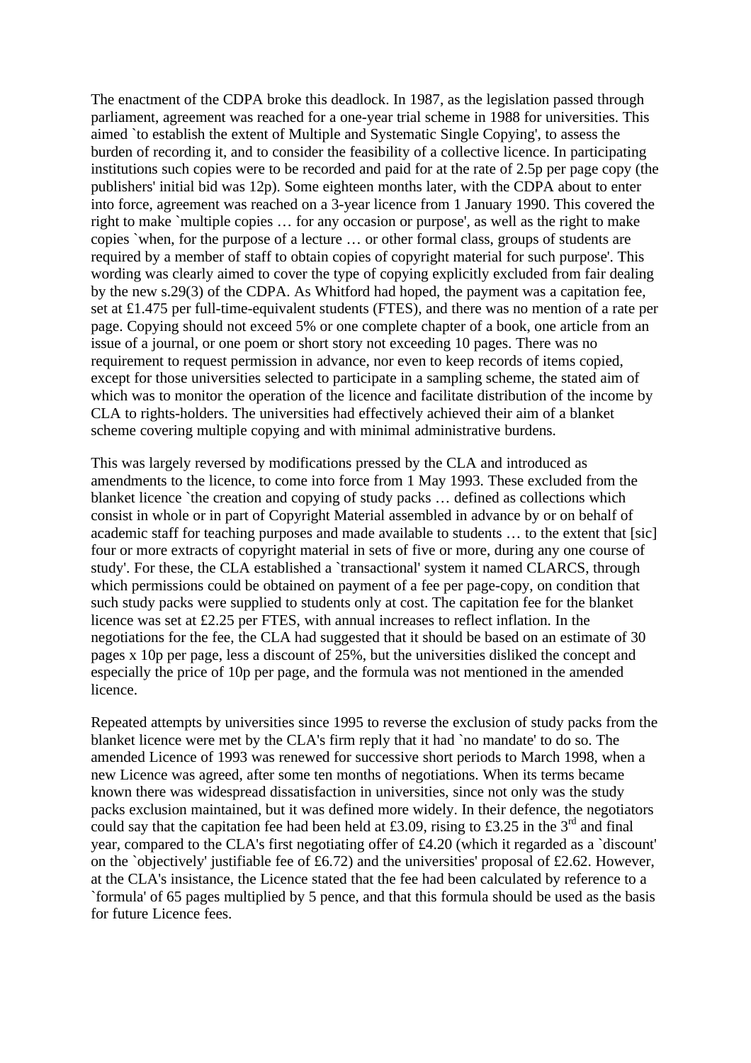The enactment of the CDPA broke this deadlock. In 1987, as the legislation passed through parliament, agreement was reached for a one-year trial scheme in 1988 for universities. This aimed `to establish the extent of Multiple and Systematic Single Copying', to assess the burden of recording it, and to consider the feasibility of a collective licence. In participating institutions such copies were to be recorded and paid for at the rate of 2.5p per page copy (the publishers' initial bid was 12p). Some eighteen months later, with the CDPA about to enter into force, agreement was reached on a 3-year licence from 1 January 1990. This covered the right to make `multiple copies … for any occasion or purpose', as well as the right to make copies `when, for the purpose of a lecture … or other formal class, groups of students are required by a member of staff to obtain copies of copyright material for such purpose'. This wording was clearly aimed to cover the type of copying explicitly excluded from fair dealing by the new s.29(3) of the CDPA. As Whitford had hoped, the payment was a capitation fee, set at £1.475 per full-time-equivalent students (FTES), and there was no mention of a rate per page. Copying should not exceed 5% or one complete chapter of a book, one article from an issue of a journal, or one poem or short story not exceeding 10 pages. There was no requirement to request permission in advance, nor even to keep records of items copied, except for those universities selected to participate in a sampling scheme, the stated aim of which was to monitor the operation of the licence and facilitate distribution of the income by CLA to rights-holders. The universities had effectively achieved their aim of a blanket scheme covering multiple copying and with minimal administrative burdens.

This was largely reversed by modifications pressed by the CLA and introduced as amendments to the licence, to come into force from 1 May 1993. These excluded from the blanket licence `the creation and copying of study packs … defined as collections which consist in whole or in part of Copyright Material assembled in advance by or on behalf of academic staff for teaching purposes and made available to students … to the extent that [sic] four or more extracts of copyright material in sets of five or more, during any one course of study'. For these, the CLA established a `transactional' system it named CLARCS, through which permissions could be obtained on payment of a fee per page-copy, on condition that such study packs were supplied to students only at cost. The capitation fee for the blanket licence was set at £2.25 per FTES, with annual increases to reflect inflation. In the negotiations for the fee, the CLA had suggested that it should be based on an estimate of 30 pages x 10p per page, less a discount of 25%, but the universities disliked the concept and especially the price of 10p per page, and the formula was not mentioned in the amended licence.

Repeated attempts by universities since 1995 to reverse the exclusion of study packs from the blanket licence were met by the CLA's firm reply that it had `no mandate' to do so. The amended Licence of 1993 was renewed for successive short periods to March 1998, when a new Licence was agreed, after some ten months of negotiations. When its terms became known there was widespread dissatisfaction in universities, since not only was the study packs exclusion maintained, but it was defined more widely. In their defence, the negotiators could say that the capitation fee had been held at £3.09, rising to £3.25 in the 3rd and final year, compared to the CLA's first negotiating offer of £4.20 (which it regarded as a `discount' on the `objectively' justifiable fee of £6.72) and the universities' proposal of £2.62. However, at the CLA's insistance, the Licence stated that the fee had been calculated by reference to a `formula' of 65 pages multiplied by 5 pence, and that this formula should be used as the basis for future Licence fees.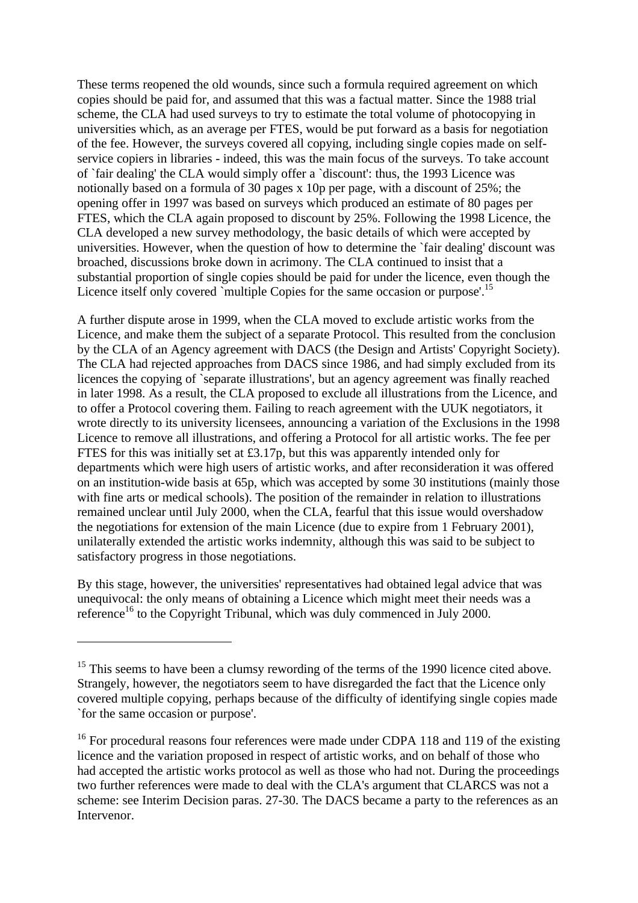These terms reopened the old wounds, since such a formula required agreement on which copies should be paid for, and assumed that this was a factual matter. Since the 1988 trial scheme, the CLA had used surveys to try to estimate the total volume of photocopying in universities which, as an average per FTES, would be put forward as a basis for negotiation of the fee. However, the surveys covered all copying, including single copies made on self-service copiers in libraries - indeed, this was the main focus of the surveys. To take account of `fair dealing' the CLA would simply offer a `discount': thus, the 1993 Licence was notionally based on a formula of 30 pages x 10p per page, with a discount of 25%; the opening offer in 1997 was based on surveys which produced an estimate of 80 pages per FTES, which the CLA again proposed to discount by 25%. Following the 1998 Licence, the CLA developed a new survey methodology, the basic details of which were accepted by universities. However, when the question of how to determine the `fair dealing' discount was broached, discussions broke down in acrimony. The CLA continued to insist that a substantial proportion of single copies should be paid for under the licence, even though the Licence itself only covered `multiple Copies for the same occasion or purpose'.[15]

A further dispute arose in 1999, when the CLA moved to exclude artistic works from the Licence, and make them the subject of a separate Protocol. This resulted from the conclusion by the CLA of an Agency agreement with DACS (the Design and Artists' Copyright Society). The CLA had rejected approaches from DACS since 1986, and had simply excluded from its licences the copying of `separate illustrations', but an agency agreement was finally reached in later 1998. As a result, the CLA proposed to exclude all illustrations from the Licence, and to offer a Protocol covering them. Failing to reach agreement with the UUK negotiators, it wrote directly to its university licensees, announcing a variation of the Exclusions in the 1998 Licence to remove all illustrations, and offering a Protocol for all artistic works. The fee per FTES for this was initially set at £3.17p, but this was apparently intended only for departments which were high users of artistic works, and after reconsideration it was offered on an institution-wide basis at 65p, which was accepted by some 30 institutions (mainly those with fine arts or medical schools). The position of the remainder in relation to illustrations remained unclear until July 2000, when the CLA, fearful that this issue would overshadow the negotiations for extension of the main Licence (due to expire from 1 February 2001), unilaterally extended the artistic works indemnity, although this was said to be subject to satisfactory progress in those negotiations.

By this stage, however, the universities' representatives had obtained legal advice that was unequivocal: the only means of obtaining a Licence which might meet their needs was a reference[16] to the Copyright Tribunal, which was duly commenced in July 2000.

---

[15] This seems to have been a clumsy rewording of the terms of the 1990 licence cited above. Strangely, however, the negotiators seem to have disregarded the fact that the Licence only covered multiple copying, perhaps because of the difficulty of identifying single copies made `for the same occasion or purpose'.

[16] For procedural reasons four references were made under CDPA 118 and 119 of the existing licence and the variation proposed in respect of artistic works, and on behalf of those who had accepted the artistic works protocol as well as those who had not. During the proceedings two further references were made to deal with the CLA's argument that CLARCS was not a scheme: see Interim Decision paras. 27-30. The DACS became a party to the references as an Intervenor.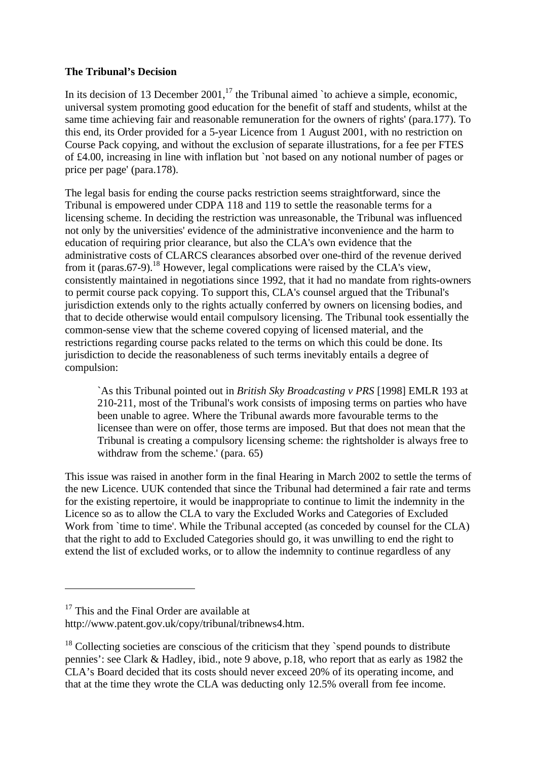**The Tribunal's Decision**

In its decision of 13 December 2001,[17] the Tribunal aimed `to achieve a simple, economic, universal system promoting good education for the benefit of staff and students, whilst at the same time achieving fair and reasonable remuneration for the owners of rights' (para.177). To this end, its Order provided for a 5-year Licence from 1 August 2001, with no restriction on Course Pack copying, and without the exclusion of separate illustrations, for a fee per FTES of £4.00, increasing in line with inflation but `not based on any notional number of pages or price per page' (para.178).

The legal basis for ending the course packs restriction seems straightforward, since the Tribunal is empowered under CDPA 118 and 119 to settle the reasonable terms for a licensing scheme. In deciding the restriction was unreasonable, the Tribunal was influenced not only by the universities' evidence of the administrative inconvenience and the harm to education of requiring prior clearance, but also the CLA's own evidence that the administrative costs of CLARCS clearances absorbed over one-third of the revenue derived from it (paras.67-9).[18] However, legal complications were raised by the CLA's view, consistently maintained in negotiations since 1992, that it had no mandate from rights-owners to permit course pack copying. To support this, CLA's counsel argued that the Tribunal's jurisdiction extends only to the rights actually conferred by owners on licensing bodies, and that to decide otherwise would entail compulsory licensing. The Tribunal took essentially the common-sense view that the scheme covered copying of licensed material, and the restrictions regarding course packs related to the terms on which this could be done. Its jurisdiction to decide the reasonableness of such terms inevitably entails a degree of compulsion:

> `As this Tribunal pointed out in *British Sky Broadcasting v PRS* [1998] EMLR 193 at 210-211, most of the Tribunal's work consists of imposing terms on parties who have been unable to agree. Where the Tribunal awards more favourable terms to the licensee than were on offer, those terms are imposed. But that does not mean that the Tribunal is creating a compulsory licensing scheme: the rightsholder is always free to withdraw from the scheme.' (para. 65)

This issue was raised in another form in the final Hearing in March 2002 to settle the terms of the new Licence. UUK contended that since the Tribunal had determined a fair rate and terms for the existing repertoire, it would be inappropriate to continue to limit the indemnity in the Licence so as to allow the CLA to vary the Excluded Works and Categories of Excluded Work from `time to time'. While the Tribunal accepted (as conceded by counsel for the CLA) that the right to add to Excluded Categories should go, it was unwilling to end the right to extend the list of excluded works, or to allow the indemnity to continue regardless of any

---

[17] This and the Final Order are available at http://www.patent.gov.uk/copy/tribunal/tribnews4.htm.

[18] Collecting societies are conscious of the criticism that they `spend pounds to distribute pennies': see Clark & Hadley, ibid., note 9 above, p.18, who report that as early as 1982 the CLA's Board decided that its costs should never exceed 20% of its operating income, and that at the time they wrote the CLA was deducting only 12.5% overall from fee income.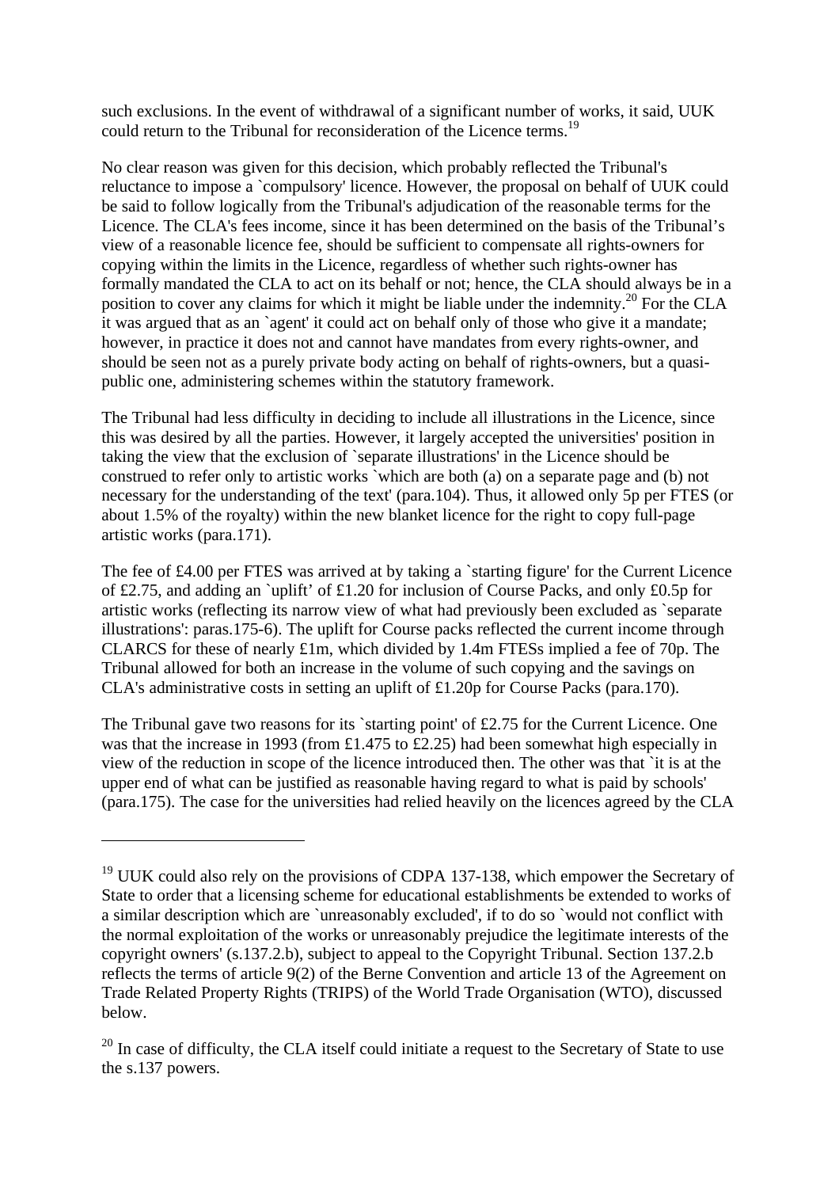such exclusions. In the event of withdrawal of a significant number of works, it said, UUK could return to the Tribunal for reconsideration of the Licence terms.[19]

No clear reason was given for this decision, which probably reflected the Tribunal's reluctance to impose a `compulsory' licence. However, the proposal on behalf of UUK could be said to follow logically from the Tribunal's adjudication of the reasonable terms for the Licence. The CLA's fees income, since it has been determined on the basis of the Tribunal's view of a reasonable licence fee, should be sufficient to compensate all rights-owners for copying within the limits in the Licence, regardless of whether such rights-owner has formally mandated the CLA to act on its behalf or not; hence, the CLA should always be in a position to cover any claims for which it might be liable under the indemnity.[20] For the CLA it was argued that as an `agent' it could act on behalf only of those who give it a mandate; however, in practice it does not and cannot have mandates from every rights-owner, and should be seen not as a purely private body acting on behalf of rights-owners, but a quasi-public one, administering schemes within the statutory framework.

The Tribunal had less difficulty in deciding to include all illustrations in the Licence, since this was desired by all the parties. However, it largely accepted the universities' position in taking the view that the exclusion of `separate illustrations' in the Licence should be construed to refer only to artistic works `which are both (a) on a separate page and (b) not necessary for the understanding of the text' (para.104). Thus, it allowed only 5p per FTES (or about 1.5% of the royalty) within the new blanket licence for the right to copy full-page artistic works (para.171).

The fee of £4.00 per FTES was arrived at by taking a `starting figure' for the Current Licence of £2.75, and adding an `uplift' of £1.20 for inclusion of Course Packs, and only £0.5p for artistic works (reflecting its narrow view of what had previously been excluded as `separate illustrations': paras.175-6). The uplift for Course packs reflected the current income through CLARCS for these of nearly £1m, which divided by 1.4m FTESs implied a fee of 70p. The Tribunal allowed for both an increase in the volume of such copying and the savings on CLA's administrative costs in setting an uplift of £1.20p for Course Packs (para.170).

The Tribunal gave two reasons for its `starting point' of £2.75 for the Current Licence. One was that the increase in 1993 (from £1.475 to £2.25) had been somewhat high especially in view of the reduction in scope of the licence introduced then. The other was that `it is at the upper end of what can be justified as reasonable having regard to what is paid by schools' (para.175). The case for the universities had relied heavily on the licences agreed by the CLA

---

[19] UUK could also rely on the provisions of CDPA 137-138, which empower the Secretary of State to order that a licensing scheme for educational establishments be extended to works of a similar description which are `unreasonably excluded', if to do so `would not conflict with the normal exploitation of the works or unreasonably prejudice the legitimate interests of the copyright owners' (s.137.2.b), subject to appeal to the Copyright Tribunal. Section 137.2.b reflects the terms of article 9(2) of the Berne Convention and article 13 of the Agreement on Trade Related Property Rights (TRIPS) of the World Trade Organisation (WTO), discussed below.

[20] In case of difficulty, the CLA itself could initiate a request to the Secretary of State to use the s.137 powers.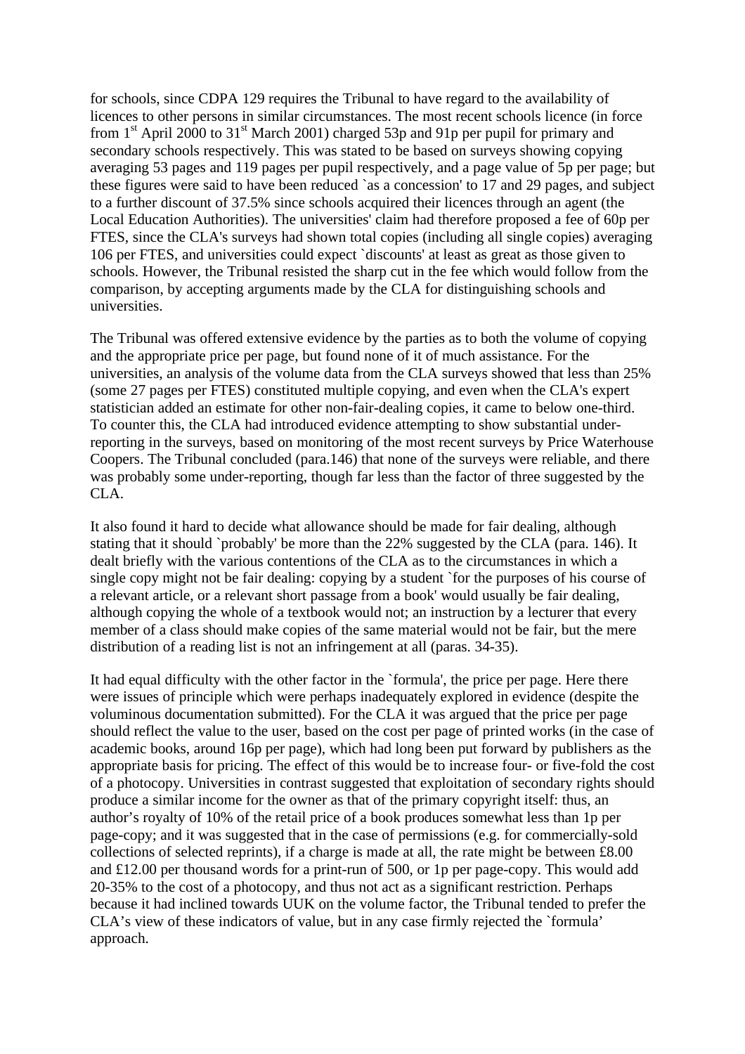for schools, since CDPA 129 requires the Tribunal to have regard to the availability of licences to other persons in similar circumstances. The most recent schools licence (in force from 1st April 2000 to 31st March 2001) charged 53p and 91p per pupil for primary and secondary schools respectively. This was stated to be based on surveys showing copying averaging 53 pages and 119 pages per pupil respectively, and a page value of 5p per page; but these figures were said to have been reduced `as a concession' to 17 and 29 pages, and subject to a further discount of 37.5% since schools acquired their licences through an agent (the Local Education Authorities). The universities' claim had therefore proposed a fee of 60p per FTES, since the CLA's surveys had shown total copies (including all single copies) averaging 106 per FTES, and universities could expect `discounts' at least as great as those given to schools. However, the Tribunal resisted the sharp cut in the fee which would follow from the comparison, by accepting arguments made by the CLA for distinguishing schools and universities.

The Tribunal was offered extensive evidence by the parties as to both the volume of copying and the appropriate price per page, but found none of it of much assistance. For the universities, an analysis of the volume data from the CLA surveys showed that less than 25% (some 27 pages per FTES) constituted multiple copying, and even when the CLA's expert statistician added an estimate for other non-fair-dealing copies, it came to below one-third. To counter this, the CLA had introduced evidence attempting to show substantial under-reporting in the surveys, based on monitoring of the most recent surveys by Price Waterhouse Coopers. The Tribunal concluded (para.146) that none of the surveys were reliable, and there was probably some under-reporting, though far less than the factor of three suggested by the CLA.

It also found it hard to decide what allowance should be made for fair dealing, although stating that it should `probably' be more than the 22% suggested by the CLA (para. 146). It dealt briefly with the various contentions of the CLA as to the circumstances in which a single copy might not be fair dealing: copying by a student `for the purposes of his course of a relevant article, or a relevant short passage from a book' would usually be fair dealing, although copying the whole of a textbook would not; an instruction by a lecturer that every member of a class should make copies of the same material would not be fair, but the mere distribution of a reading list is not an infringement at all (paras. 34-35).

It had equal difficulty with the other factor in the `formula', the price per page. Here there were issues of principle which were perhaps inadequately explored in evidence (despite the voluminous documentation submitted). For the CLA it was argued that the price per page should reflect the value to the user, based on the cost per page of printed works (in the case of academic books, around 16p per page), which had long been put forward by publishers as the appropriate basis for pricing. The effect of this would be to increase four- or five-fold the cost of a photocopy. Universities in contrast suggested that exploitation of secondary rights should produce a similar income for the owner as that of the primary copyright itself: thus, an author's royalty of 10% of the retail price of a book produces somewhat less than 1p per page-copy; and it was suggested that in the case of permissions (e.g. for commercially-sold collections of selected reprints), if a charge is made at all, the rate might be between £8.00 and £12.00 per thousand words for a print-run of 500, or 1p per page-copy. This would add 20-35% to the cost of a photocopy, and thus not act as a significant restriction. Perhaps because it had inclined towards UUK on the volume factor, the Tribunal tended to prefer the CLA's view of these indicators of value, but in any case firmly rejected the `formula' approach.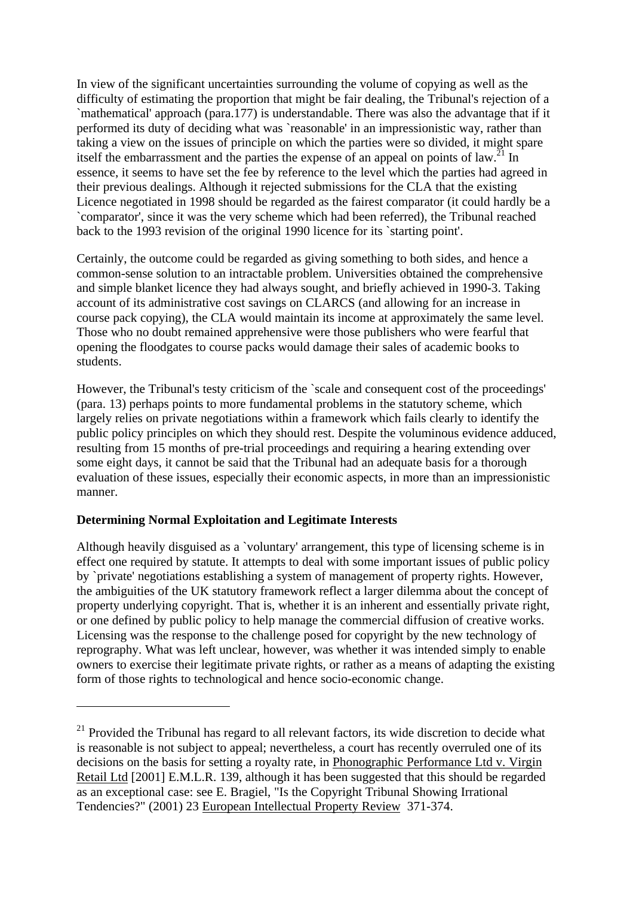In view of the significant uncertainties surrounding the volume of copying as well as the difficulty of estimating the proportion that might be fair dealing, the Tribunal's rejection of a `mathematical' approach (para.177) is understandable. There was also the advantage that if it performed its duty of deciding what was `reasonable' in an impressionistic way, rather than taking a view on the issues of principle on which the parties were so divided, it might spare itself the embarrassment and the parties the expense of an appeal on points of law.[21] In essence, it seems to have set the fee by reference to the level which the parties had agreed in their previous dealings. Although it rejected submissions for the CLA that the existing Licence negotiated in 1998 should be regarded as the fairest comparator (it could hardly be a `comparator', since it was the very scheme which had been referred), the Tribunal reached back to the 1993 revision of the original 1990 licence for its `starting point'.

Certainly, the outcome could be regarded as giving something to both sides, and hence a common-sense solution to an intractable problem. Universities obtained the comprehensive and simple blanket licence they had always sought, and briefly achieved in 1990-3. Taking account of its administrative cost savings on CLARCS (and allowing for an increase in course pack copying), the CLA would maintain its income at approximately the same level. Those who no doubt remained apprehensive were those publishers who were fearful that opening the floodgates to course packs would damage their sales of academic books to students.

However, the Tribunal's testy criticism of the `scale and consequent cost of the proceedings' (para. 13) perhaps points to more fundamental problems in the statutory scheme, which largely relies on private negotiations within a framework which fails clearly to identify the public policy principles on which they should rest. Despite the voluminous evidence adduced, resulting from 15 months of pre-trial proceedings and requiring a hearing extending over some eight days, it cannot be said that the Tribunal had an adequate basis for a thorough evaluation of these issues, especially their economic aspects, in more than an impressionistic manner.

**Determining Normal Exploitation and Legitimate Interests**

Although heavily disguised as a `voluntary' arrangement, this type of licensing scheme is in effect one required by statute. It attempts to deal with some important issues of public policy by `private' negotiations establishing a system of management of property rights. However, the ambiguities of the UK statutory framework reflect a larger dilemma about the concept of property underlying copyright. That is, whether it is an inherent and essentially private right, or one defined by public policy to help manage the commercial diffusion of creative works. Licensing was the response to the challenge posed for copyright by the new technology of reprography. What was left unclear, however, was whether it was intended simply to enable owners to exercise their legitimate private rights, or rather as a means of adapting the existing form of those rights to technological and hence socio-economic change.

---

[21] Provided the Tribunal has regard to all relevant factors, its wide discretion to decide what is reasonable is not subject to appeal; nevertheless, a court has recently overruled one of its decisions on the basis for setting a royalty rate, in Phonographic Performance Ltd v. Virgin Retail Ltd [2001] E.M.L.R. 139, although it has been suggested that this should be regarded as an exceptional case: see E. Bragiel, "Is the Copyright Tribunal Showing Irrational Tendencies?" (2001) 23 European Intellectual Property Review 371-374.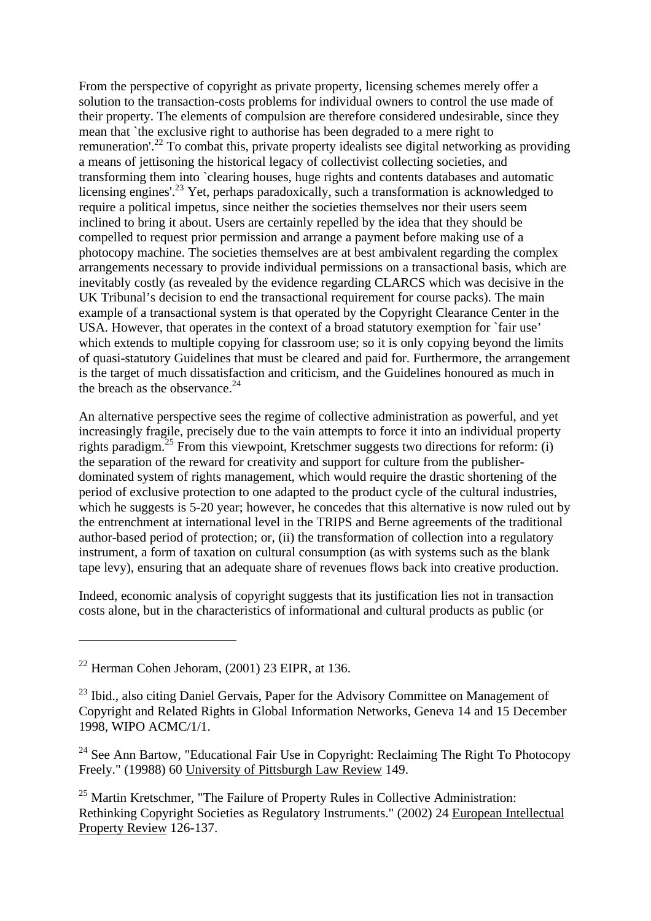From the perspective of copyright as private property, licensing schemes merely offer a solution to the transaction-costs problems for individual owners to control the use made of their property. The elements of compulsion are therefore considered undesirable, since they mean that `the exclusive right to authorise has been degraded to a mere right to remuneration'.[22] To combat this, private property idealists see digital networking as providing a means of jettisoning the historical legacy of collectivist collecting societies, and transforming them into `clearing houses, huge rights and contents databases and automatic licensing engines'.[23] Yet, perhaps paradoxically, such a transformation is acknowledged to require a political impetus, since neither the societies themselves nor their users seem inclined to bring it about. Users are certainly repelled by the idea that they should be compelled to request prior permission and arrange a payment before making use of a photocopy machine. The societies themselves are at best ambivalent regarding the complex arrangements necessary to provide individual permissions on a transactional basis, which are inevitably costly (as revealed by the evidence regarding CLARCS which was decisive in the UK Tribunal's decision to end the transactional requirement for course packs). The main example of a transactional system is that operated by the Copyright Clearance Center in the USA. However, that operates in the context of a broad statutory exemption for `fair use' which extends to multiple copying for classroom use; so it is only copying beyond the limits of quasi-statutory Guidelines that must be cleared and paid for. Furthermore, the arrangement is the target of much dissatisfaction and criticism, and the Guidelines honoured as much in the breach as the observance.[24]

An alternative perspective sees the regime of collective administration as powerful, and yet increasingly fragile, precisely due to the vain attempts to force it into an individual property rights paradigm.[25] From this viewpoint, Kretschmer suggests two directions for reform: (i) the separation of the reward for creativity and support for culture from the publisher-dominated system of rights management, which would require the drastic shortening of the period of exclusive protection to one adapted to the product cycle of the cultural industries, which he suggests is 5-20 year; however, he concedes that this alternative is now ruled out by the entrenchment at international level in the TRIPS and Berne agreements of the traditional author-based period of protection; or, (ii) the transformation of collection into a regulatory instrument, a form of taxation on cultural consumption (as with systems such as the blank tape levy), ensuring that an adequate share of revenues flows back into creative production.

Indeed, economic analysis of copyright suggests that its justification lies not in transaction costs alone, but in the characteristics of informational and cultural products as public (or

---

[22] Herman Cohen Jehoram, (2001) 23 EIPR, at 136.

[23] Ibid., also citing Daniel Gervais, Paper for the Advisory Committee on Management of Copyright and Related Rights in Global Information Networks, Geneva 14 and 15 December 1998, WIPO ACMC/1/1.

[24] See Ann Bartow, "Educational Fair Use in Copyright: Reclaiming The Right To Photocopy Freely." (19988) 60 University of Pittsburgh Law Review 149.

[25] Martin Kretschmer, "The Failure of Property Rules in Collective Administration: Rethinking Copyright Societies as Regulatory Instruments." (2002) 24 European Intellectual Property Review 126-137.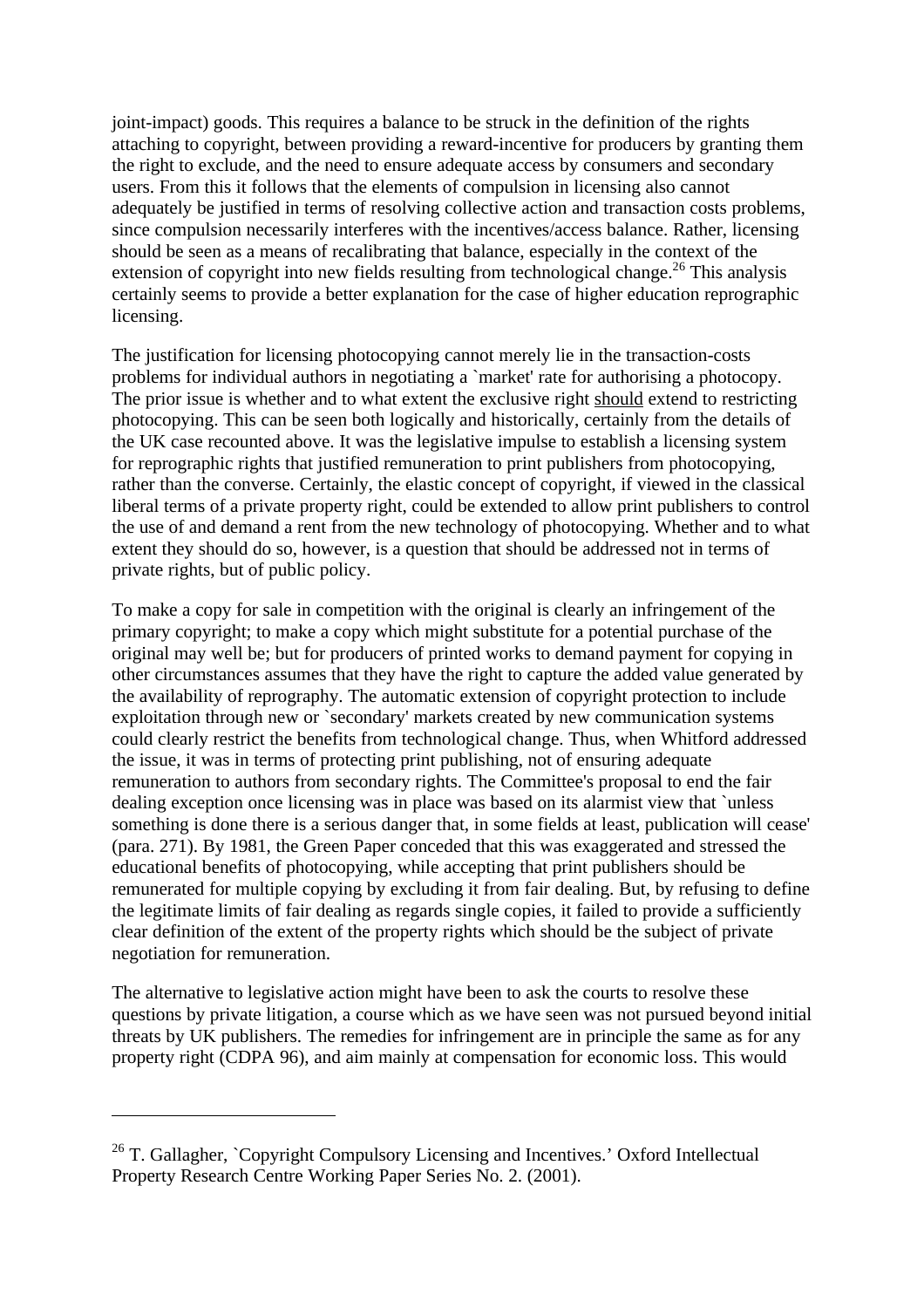joint-impact) goods. This requires a balance to be struck in the definition of the rights attaching to copyright, between providing a reward-incentive for producers by granting them the right to exclude, and the need to ensure adequate access by consumers and secondary users. From this it follows that the elements of compulsion in licensing also cannot adequately be justified in terms of resolving collective action and transaction costs problems, since compulsion necessarily interferes with the incentives/access balance. Rather, licensing should be seen as a means of recalibrating that balance, especially in the context of the extension of copyright into new fields resulting from technological change.[26] This analysis certainly seems to provide a better explanation for the case of higher education reprographic licensing.

The justification for licensing photocopying cannot merely lie in the transaction-costs problems for individual authors in negotiating a `market' rate for authorising a photocopy. The prior issue is whether and to what extent the exclusive right should extend to restricting photocopying. This can be seen both logically and historically, certainly from the details of the UK case recounted above. It was the legislative impulse to establish a licensing system for reprographic rights that justified remuneration to print publishers from photocopying, rather than the converse. Certainly, the elastic concept of copyright, if viewed in the classical liberal terms of a private property right, could be extended to allow print publishers to control the use of and demand a rent from the new technology of photocopying. Whether and to what extent they should do so, however, is a question that should be addressed not in terms of private rights, but of public policy.

To make a copy for sale in competition with the original is clearly an infringement of the primary copyright; to make a copy which might substitute for a potential purchase of the original may well be; but for producers of printed works to demand payment for copying in other circumstances assumes that they have the right to capture the added value generated by the availability of reprography. The automatic extension of copyright protection to include exploitation through new or `secondary' markets created by new communication systems could clearly restrict the benefits from technological change. Thus, when Whitford addressed the issue, it was in terms of protecting print publishing, not of ensuring adequate remuneration to authors from secondary rights. The Committee's proposal to end the fair dealing exception once licensing was in place was based on its alarmist view that `unless something is done there is a serious danger that, in some fields at least, publication will cease' (para. 271). By 1981, the Green Paper conceded that this was exaggerated and stressed the educational benefits of photocopying, while accepting that print publishers should be remunerated for multiple copying by excluding it from fair dealing. But, by refusing to define the legitimate limits of fair dealing as regards single copies, it failed to provide a sufficiently clear definition of the extent of the property rights which should be the subject of private negotiation for remuneration.

The alternative to legislative action might have been to ask the courts to resolve these questions by private litigation, a course which as we have seen was not pursued beyond initial threats by UK publishers. The remedies for infringement are in principle the same as for any property right (CDPA 96), and aim mainly at compensation for economic loss. This would

---

[26] T. Gallagher, `Copyright Compulsory Licensing and Incentives.' Oxford Intellectual Property Research Centre Working Paper Series No. 2. (2001).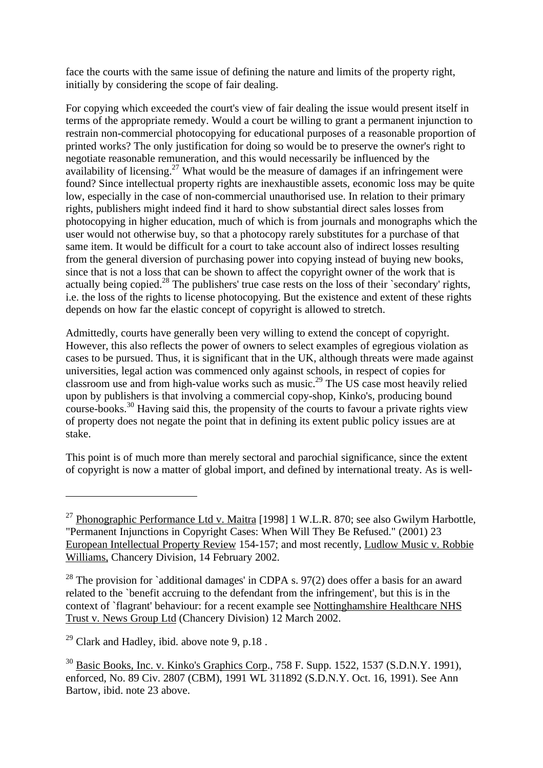face the courts with the same issue of defining the nature and limits of the property right, initially by considering the scope of fair dealing.

For copying which exceeded the court's view of fair dealing the issue would present itself in terms of the appropriate remedy. Would a court be willing to grant a permanent injunction to restrain non-commercial photocopying for educational purposes of a reasonable proportion of printed works? The only justification for doing so would be to preserve the owner's right to negotiate reasonable remuneration, and this would necessarily be influenced by the availability of licensing.[27] What would be the measure of damages if an infringement were found? Since intellectual property rights are inexhaustible assets, economic loss may be quite low, especially in the case of non-commercial unauthorised use. In relation to their primary rights, publishers might indeed find it hard to show substantial direct sales losses from photocopying in higher education, much of which is from journals and monographs which the user would not otherwise buy, so that a photocopy rarely substitutes for a purchase of that same item. It would be difficult for a court to take account also of indirect losses resulting from the general diversion of purchasing power into copying instead of buying new books, since that is not a loss that can be shown to affect the copyright owner of the work that is actually being copied.[28] The publishers' true case rests on the loss of their `secondary' rights, i.e. the loss of the rights to license photocopying. But the existence and extent of these rights depends on how far the elastic concept of copyright is allowed to stretch.

Admittedly, courts have generally been very willing to extend the concept of copyright. However, this also reflects the power of owners to select examples of egregious violation as cases to be pursued. Thus, it is significant that in the UK, although threats were made against universities, legal action was commenced only against schools, in respect of copies for classroom use and from high-value works such as music.[29] The US case most heavily relied upon by publishers is that involving a commercial copy-shop, Kinko's, producing bound course-books.[30] Having said this, the propensity of the courts to favour a private rights view of property does not negate the point that in defining its extent public policy issues are at stake.

This point is of much more than merely sectoral and parochial significance, since the extent of copyright is now a matter of global import, and defined by international treaty. As is well-

---

[27] Phonographic Performance Ltd v. Maitra [1998] 1 W.L.R. 870; see also Gwilym Harbottle, "Permanent Injunctions in Copyright Cases: When Will They Be Refused." (2001) 23 European Intellectual Property Review 154-157; and most recently, Ludlow Music v. Robbie Williams, Chancery Division, 14 February 2002.

[28] The provision for `additional damages' in CDPA s. 97(2) does offer a basis for an award related to the `benefit accruing to the defendant from the infringement', but this is in the context of `flagrant' behaviour: for a recent example see Nottinghamshire Healthcare NHS Trust v. News Group Ltd (Chancery Division) 12 March 2002.

[29] Clark and Hadley, ibid. above note 9, p.18 .

[30] Basic Books, Inc. v. Kinko's Graphics Corp., 758 F. Supp. 1522, 1537 (S.D.N.Y. 1991), enforced, No. 89 Civ. 2807 (CBM), 1991 WL 311892 (S.D.N.Y. Oct. 16, 1991). See Ann Bartow, ibid. note 23 above.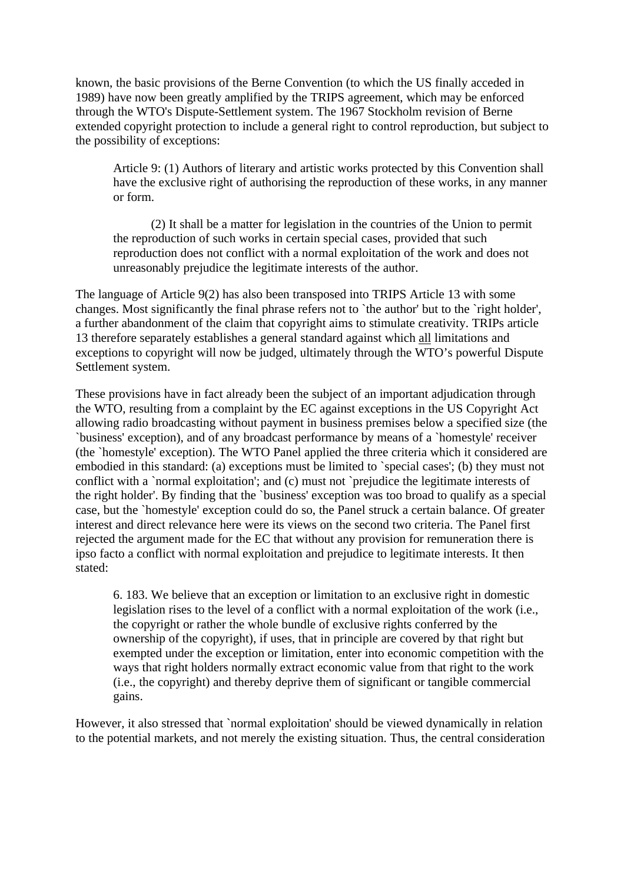known, the basic provisions of the Berne Convention (to which the US finally acceded in 1989) have now been greatly amplified by the TRIPS agreement, which may be enforced through the WTO's Dispute-Settlement system. The 1967 Stockholm revision of Berne extended copyright protection to include a general right to control reproduction, but subject to the possibility of exceptions:

> Article 9: (1) Authors of literary and artistic works protected by this Convention shall have the exclusive right of authorising the reproduction of these works, in any manner or form.
>
> (2) It shall be a matter for legislation in the countries of the Union to permit the reproduction of such works in certain special cases, provided that such reproduction does not conflict with a normal exploitation of the work and does not unreasonably prejudice the legitimate interests of the author.

The language of Article 9(2) has also been transposed into TRIPS Article 13 with some changes. Most significantly the final phrase refers not to `the author' but to the `right holder', a further abandonment of the claim that copyright aims to stimulate creativity. TRIPs article 13 therefore separately establishes a general standard against which <u>all</u> limitations and exceptions to copyright will now be judged, ultimately through the WTO's powerful Dispute Settlement system.

These provisions have in fact already been the subject of an important adjudication through the WTO, resulting from a complaint by the EC against exceptions in the US Copyright Act allowing radio broadcasting without payment in business premises below a specified size (the `business' exception), and of any broadcast performance by means of a `homestyle' receiver (the `homestyle' exception). The WTO Panel applied the three criteria which it considered are embodied in this standard: (a) exceptions must be limited to `special cases'; (b) they must not conflict with a `normal exploitation'; and (c) must not `prejudice the legitimate interests of the right holder'. By finding that the `business' exception was too broad to qualify as a special case, but the `homestyle' exception could do so, the Panel struck a certain balance. Of greater interest and direct relevance here were its views on the second two criteria. The Panel first rejected the argument made for the EC that without any provision for remuneration there is ipso facto a conflict with normal exploitation and prejudice to legitimate interests. It then stated:

> 6. 183. We believe that an exception or limitation to an exclusive right in domestic legislation rises to the level of a conflict with a normal exploitation of the work (i.e., the copyright or rather the whole bundle of exclusive rights conferred by the ownership of the copyright), if uses, that in principle are covered by that right but exempted under the exception or limitation, enter into economic competition with the ways that right holders normally extract economic value from that right to the work (i.e., the copyright) and thereby deprive them of significant or tangible commercial gains.

However, it also stressed that `normal exploitation' should be viewed dynamically in relation to the potential markets, and not merely the existing situation. Thus, the central consideration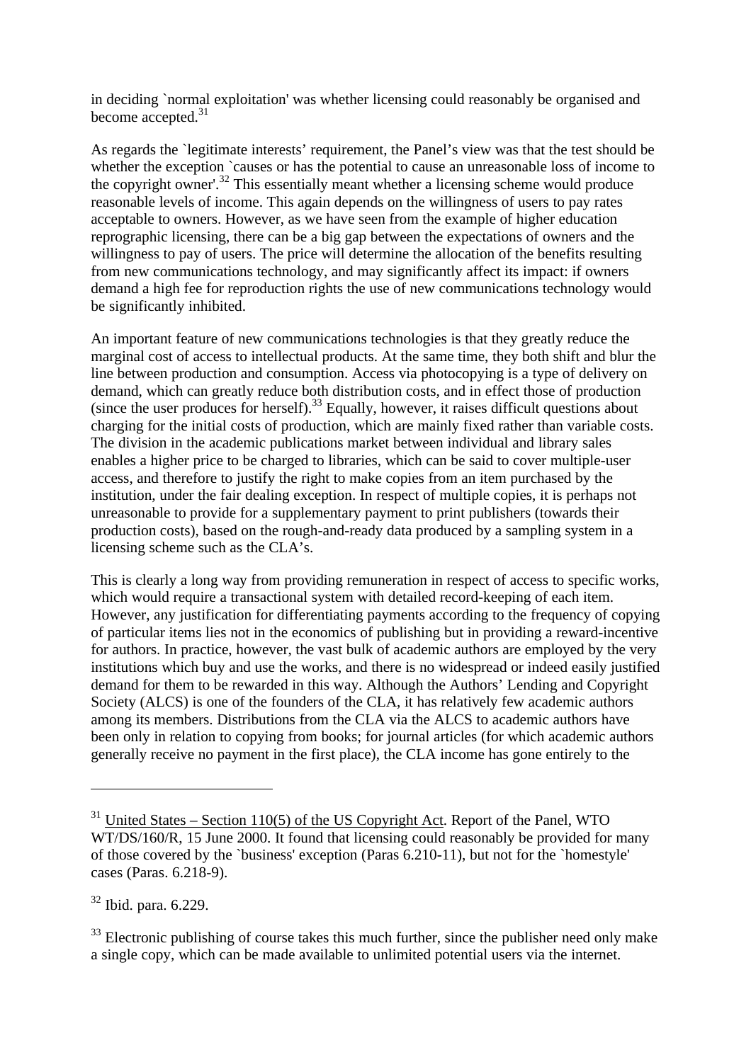in deciding `normal exploitation' was whether licensing could reasonably be organised and become accepted.[31]

As regards the `legitimate interests' requirement, the Panel's view was that the test should be whether the exception `causes or has the potential to cause an unreasonable loss of income to the copyright owner'.[32] This essentially meant whether a licensing scheme would produce reasonable levels of income. This again depends on the willingness of users to pay rates acceptable to owners. However, as we have seen from the example of higher education reprographic licensing, there can be a big gap between the expectations of owners and the willingness to pay of users. The price will determine the allocation of the benefits resulting from new communications technology, and may significantly affect its impact: if owners demand a high fee for reproduction rights the use of new communications technology would be significantly inhibited.

An important feature of new communications technologies is that they greatly reduce the marginal cost of access to intellectual products. At the same time, they both shift and blur the line between production and consumption. Access via photocopying is a type of delivery on demand, which can greatly reduce both distribution costs, and in effect those of production (since the user produces for herself).[33] Equally, however, it raises difficult questions about charging for the initial costs of production, which are mainly fixed rather than variable costs. The division in the academic publications market between individual and library sales enables a higher price to be charged to libraries, which can be said to cover multiple-user access, and therefore to justify the right to make copies from an item purchased by the institution, under the fair dealing exception. In respect of multiple copies, it is perhaps not unreasonable to provide for a supplementary payment to print publishers (towards their production costs), based on the rough-and-ready data produced by a sampling system in a licensing scheme such as the CLA's.

This is clearly a long way from providing remuneration in respect of access to specific works, which would require a transactional system with detailed record-keeping of each item. However, any justification for differentiating payments according to the frequency of copying of particular items lies not in the economics of publishing but in providing a reward-incentive for authors. In practice, however, the vast bulk of academic authors are employed by the very institutions which buy and use the works, and there is no widespread or indeed easily justified demand for them to be rewarded in this way. Although the Authors' Lending and Copyright Society (ALCS) is one of the founders of the CLA, it has relatively few academic authors among its members. Distributions from the CLA via the ALCS to academic authors have been only in relation to copying from books; for journal articles (for which academic authors generally receive no payment in the first place), the CLA income has gone entirely to the

---

[31] United States – Section 110(5) of the US Copyright Act. Report of the Panel, WTO WT/DS/160/R, 15 June 2000. It found that licensing could reasonably be provided for many of those covered by the `business' exception (Paras 6.210-11), but not for the `homestyle' cases (Paras. 6.218-9).

[32] Ibid. para. 6.229.

[33] Electronic publishing of course takes this much further, since the publisher need only make a single copy, which can be made available to unlimited potential users via the internet.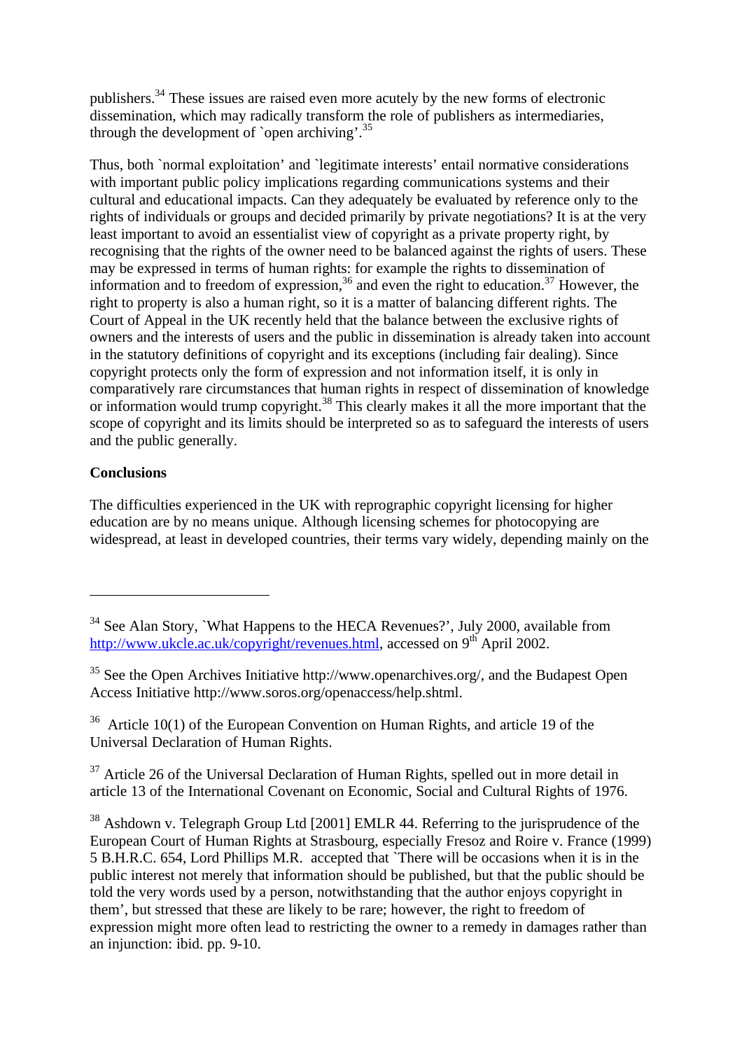publishers.[34] These issues are raised even more acutely by the new forms of electronic dissemination, which may radically transform the role of publishers as intermediaries, through the development of `open archiving'.[35]

Thus, both `normal exploitation' and `legitimate interests' entail normative considerations with important public policy implications regarding communications systems and their cultural and educational impacts. Can they adequately be evaluated by reference only to the rights of individuals or groups and decided primarily by private negotiations? It is at the very least important to avoid an essentialist view of copyright as a private property right, by recognising that the rights of the owner need to be balanced against the rights of users. These may be expressed in terms of human rights: for example the rights to dissemination of information and to freedom of expression,[36] and even the right to education.[37] However, the right to property is also a human right, so it is a matter of balancing different rights. The Court of Appeal in the UK recently held that the balance between the exclusive rights of owners and the interests of users and the public in dissemination is already taken into account in the statutory definitions of copyright and its exceptions (including fair dealing). Since copyright protects only the form of expression and not information itself, it is only in comparatively rare circumstances that human rights in respect of dissemination of knowledge or information would trump copyright.[38] This clearly makes it all the more important that the scope of copyright and its limits should be interpreted so as to safeguard the interests of users and the public generally.

**Conclusions**

The difficulties experienced in the UK with reprographic copyright licensing for higher education are by no means unique. Although licensing schemes for photocopying are widespread, at least in developed countries, their terms vary widely, depending mainly on the

---

[34] See Alan Story, `What Happens to the HECA Revenues?', July 2000, available from http://www.ukcle.ac.uk/copyright/revenues.html, accessed on 9th April 2002.

[35] See the Open Archives Initiative http://www.openarchives.org/, and the Budapest Open Access Initiative http://www.soros.org/openaccess/help.shtml.

[36] Article 10(1) of the European Convention on Human Rights, and article 19 of the Universal Declaration of Human Rights.

[37] Article 26 of the Universal Declaration of Human Rights, spelled out in more detail in article 13 of the International Covenant on Economic, Social and Cultural Rights of 1976.

[38] Ashdown v. Telegraph Group Ltd [2001] EMLR 44. Referring to the jurisprudence of the European Court of Human Rights at Strasbourg, especially Fresoz and Roire v. France (1999) 5 B.H.R.C. 654, Lord Phillips M.R. accepted that `There will be occasions when it is in the public interest not merely that information should be published, but that the public should be told the very words used by a person, notwithstanding that the author enjoys copyright in them', but stressed that these are likely to be rare; however, the right to freedom of expression might more often lead to restricting the owner to a remedy in damages rather than an injunction: ibid. pp. 9-10.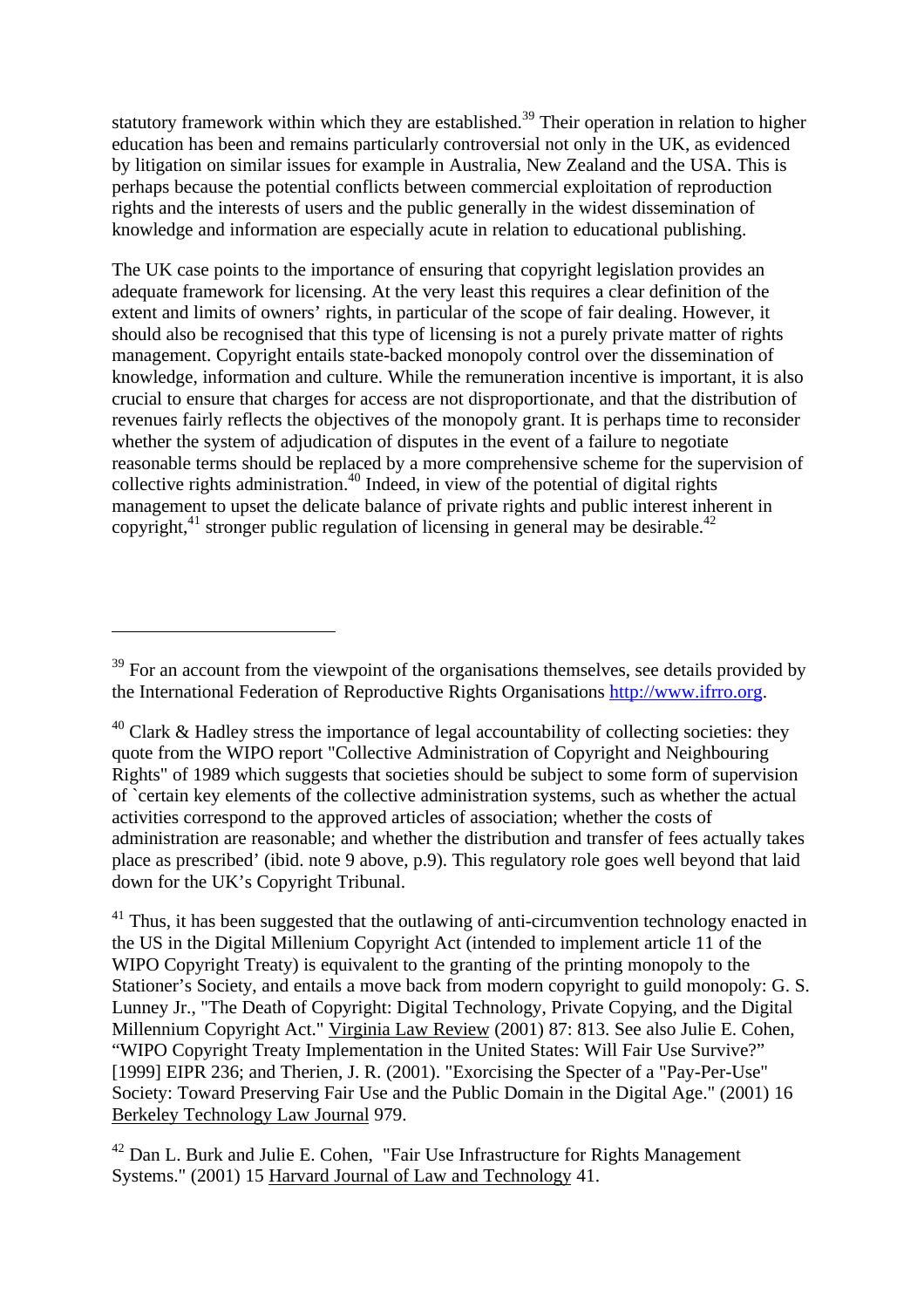statutory framework within which they are established.[39] Their operation in relation to higher education has been and remains particularly controversial not only in the UK, as evidenced by litigation on similar issues for example in Australia, New Zealand and the USA. This is perhaps because the potential conflicts between commercial exploitation of reproduction rights and the interests of users and the public generally in the widest dissemination of knowledge and information are especially acute in relation to educational publishing.

The UK case points to the importance of ensuring that copyright legislation provides an adequate framework for licensing. At the very least this requires a clear definition of the extent and limits of owners' rights, in particular of the scope of fair dealing. However, it should also be recognised that this type of licensing is not a purely private matter of rights management. Copyright entails state-backed monopoly control over the dissemination of knowledge, information and culture. While the remuneration incentive is important, it is also crucial to ensure that charges for access are not disproportionate, and that the distribution of revenues fairly reflects the objectives of the monopoly grant. It is perhaps time to reconsider whether the system of adjudication of disputes in the event of a failure to negotiate reasonable terms should be replaced by a more comprehensive scheme for the supervision of collective rights administration.[40] Indeed, in view of the potential of digital rights management to upset the delicate balance of private rights and public interest inherent in copyright,[41] stronger public regulation of licensing in general may be desirable.[42]

---

[39] For an account from the viewpoint of the organisations themselves, see details provided by the International Federation of Reproductive Rights Organisations http://www.ifrro.org.

[40] Clark & Hadley stress the importance of legal accountability of collecting societies: they quote from the WIPO report "Collective Administration of Copyright and Neighbouring Rights" of 1989 which suggests that societies should be subject to some form of supervision of `certain key elements of the collective administration systems, such as whether the actual activities correspond to the approved articles of association; whether the costs of administration are reasonable; and whether the distribution and transfer of fees actually takes place as prescribed' (ibid. note 9 above, p.9). This regulatory role goes well beyond that laid down for the UK's Copyright Tribunal.

[41] Thus, it has been suggested that the outlawing of anti-circumvention technology enacted in the US in the Digital Millenium Copyright Act (intended to implement article 11 of the WIPO Copyright Treaty) is equivalent to the granting of the printing monopoly to the Stationer's Society, and entails a move back from modern copyright to guild monopoly: G. S. Lunney Jr., "The Death of Copyright: Digital Technology, Private Copying, and the Digital Millennium Copyright Act." Virginia Law Review (2001) 87: 813. See also Julie E. Cohen, "WIPO Copyright Treaty Implementation in the United States: Will Fair Use Survive?" [1999] EIPR 236; and Therien, J. R. (2001). "Exorcising the Specter of a "Pay-Per-Use" Society: Toward Preserving Fair Use and the Public Domain in the Digital Age." (2001) 16 Berkeley Technology Law Journal 979.

[42] Dan L. Burk and Julie E. Cohen, "Fair Use Infrastructure for Rights Management Systems." (2001) 15 Harvard Journal of Law and Technology 41.